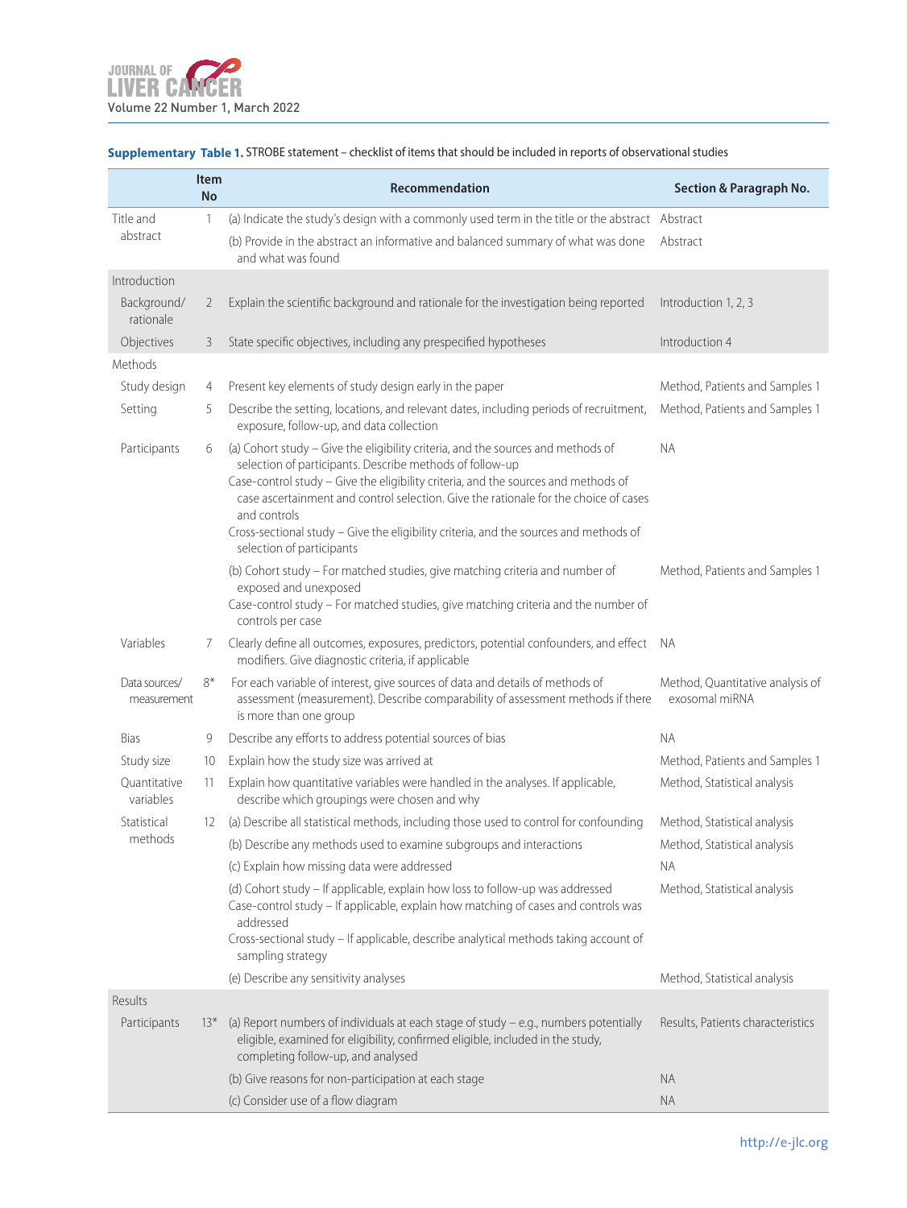**Supplementary Table 1.** STROBE statement – checklist of items that should be included in reports of observational studies

| | Item No | Recommendation | Section & Paragraph No. |
|---|---|---|---|
| Title and abstract | 1 | (a) Indicate the study's design with a commonly used term in the title or the abstract | Abstract |
| | | (b) Provide in the abstract an informative and balanced summary of what was done and what was found | Abstract |
| Introduction | | | |
| Background/rationale | 2 | Explain the scientific background and rationale for the investigation being reported | Introduction 1, 2, 3 |
| Objectives | 3 | State specific objectives, including any prespecified hypotheses | Introduction 4 |
| Methods | | | |
| Study design | 4 | Present key elements of study design early in the paper | Method, Patients and Samples 1 |
| Setting | 5 | Describe the setting, locations, and relevant dates, including periods of recruitment, exposure, follow-up, and data collection | Method, Patients and Samples 1 |
| Participants | 6 | (a) Cohort study – Give the eligibility criteria, and the sources and methods of selection of participants. Describe methods of follow-up<br>Case-control study – Give the eligibility criteria, and the sources and methods of case ascertainment and control selection. Give the rationale for the choice of cases and controls<br>Cross-sectional study – Give the eligibility criteria, and the sources and methods of selection of participants | NA |
| | | (b) Cohort study – For matched studies, give matching criteria and number of exposed and unexposed<br>Case-control study – For matched studies, give matching criteria and the number of controls per case | Method, Patients and Samples 1 |
| Variables | 7 | Clearly define all outcomes, exposures, predictors, potential confounders, and effect modifiers. Give diagnostic criteria, if applicable | NA |
| Data sources/measurement | 8* | For each variable of interest, give sources of data and details of methods of assessment (measurement). Describe comparability of assessment methods if there is more than one group | Method, Quantitative analysis of exosomal miRNA |
| Bias | 9 | Describe any efforts to address potential sources of bias | NA |
| Study size | 10 | Explain how the study size was arrived at | Method, Patients and Samples 1 |
| Quantitative variables | 11 | Explain how quantitative variables were handled in the analyses. If applicable, describe which groupings were chosen and why | Method, Statistical analysis |
| Statistical methods | 12 | (a) Describe all statistical methods, including those used to control for confounding | Method, Statistical analysis |
| | | (b) Describe any methods used to examine subgroups and interactions | Method, Statistical analysis |
| | | (c) Explain how missing data were addressed | NA |
| | | (d) Cohort study – If applicable, explain how loss to follow-up was addressed<br>Case-control study – If applicable, explain how matching of cases and controls was addressed<br>Cross-sectional study – If applicable, describe analytical methods taking account of sampling strategy | Method, Statistical analysis |
| | | (e) Describe any sensitivity analyses | Method, Statistical analysis |
| Results | | | |
| Participants | 13* | (a) Report numbers of individuals at each stage of study – e.g., numbers potentially eligible, examined for eligibility, confirmed eligible, included in the study, completing follow-up, and analysed | Results, Patients characteristics |
| | | (b) Give reasons for non-participation at each stage | NA |
| | | (c) Consider use of a flow diagram | NA |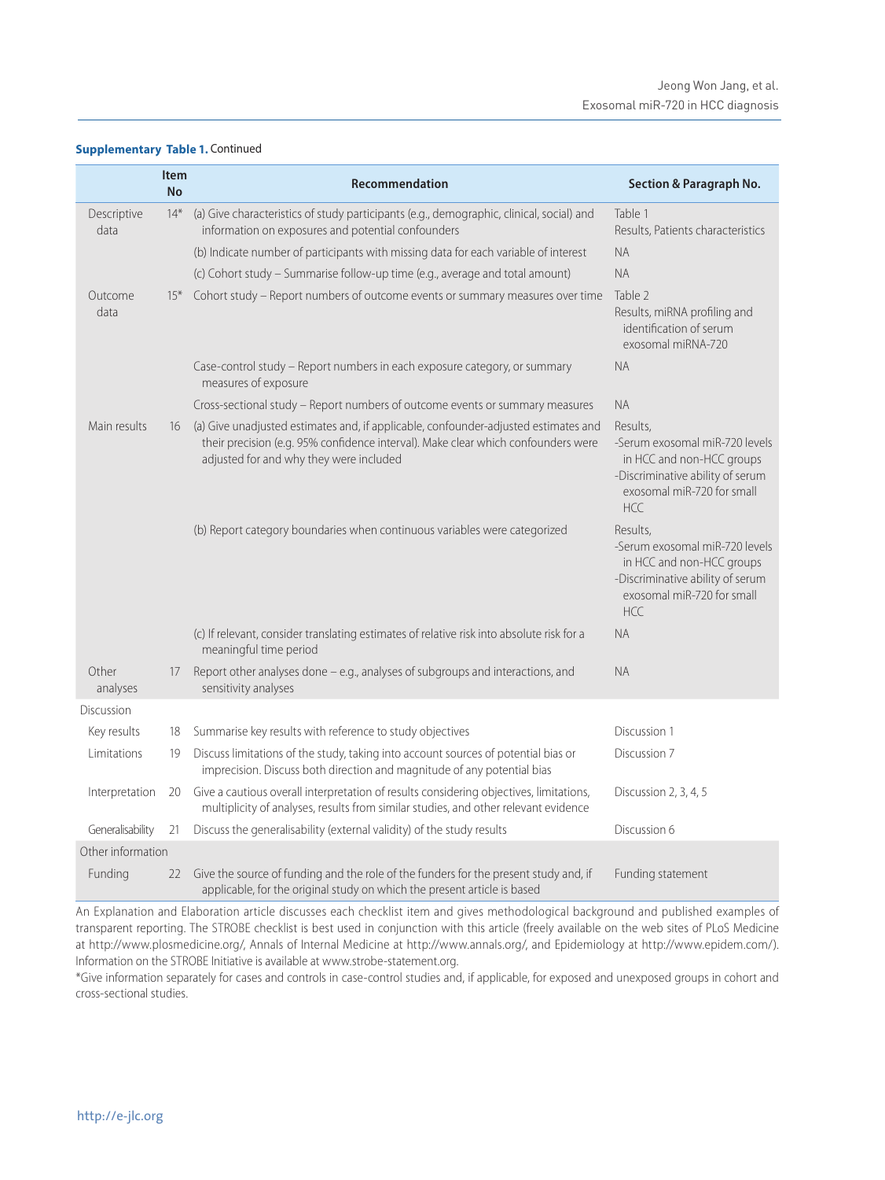**Supplementary Table 1.** Continued

| | Item No | Recommendation | Section & Paragraph No. |
|---|---|---|---|
| Descriptive data | 14* | (a) Give characteristics of study participants (e.g., demographic, clinical, social) and information on exposures and potential confounders | Table 1<br>Results, Patients characteristics |
| | | (b) Indicate number of participants with missing data for each variable of interest | NA |
| | | (c) Cohort study – Summarise follow-up time (e.g., average and total amount) | NA |
| Outcome data | 15* | Cohort study – Report numbers of outcome events or summary measures over time | Table 2<br>Results, miRNA profiling and identification of serum exosomal miRNA-720 |
| | | Case-control study – Report numbers in each exposure category, or summary measures of exposure | NA |
| | | Cross-sectional study – Report numbers of outcome events or summary measures | NA |
| Main results | 16 | (a) Give unadjusted estimates and, if applicable, confounder-adjusted estimates and their precision (e.g. 95% confidence interval). Make clear which confounders were adjusted for and why they were included | Results,<br>-Serum exosomal miR-720 levels in HCC and non-HCC groups<br>-Discriminative ability of serum exosomal miR-720 for small HCC |
| | | (b) Report category boundaries when continuous variables were categorized | Results,<br>-Serum exosomal miR-720 levels in HCC and non-HCC groups<br>-Discriminative ability of serum exosomal miR-720 for small HCC |
| | | (c) If relevant, consider translating estimates of relative risk into absolute risk for a meaningful time period | NA |
| Other analyses | 17 | Report other analyses done – e.g., analyses of subgroups and interactions, and sensitivity analyses | NA |
| Discussion | | | |
| Key results | 18 | Summarise key results with reference to study objectives | Discussion 1 |
| Limitations | 19 | Discuss limitations of the study, taking into account sources of potential bias or imprecision. Discuss both direction and magnitude of any potential bias | Discussion 7 |
| Interpretation | 20 | Give a cautious overall interpretation of results considering objectives, limitations, multiplicity of analyses, results from similar studies, and other relevant evidence | Discussion 2, 3, 4, 5 |
| Generalisability | 21 | Discuss the generalisability (external validity) of the study results | Discussion 6 |
| Other information | | | |
| Funding | 22 | Give the source of funding and the role of the funders for the present study and, if applicable, for the original study on which the present article is based | Funding statement |

An Explanation and Elaboration article discusses each checklist item and gives methodological background and published examples of transparent reporting. The STROBE checklist is best used in conjunction with this article (freely available on the web sites of PLoS Medicine at http://www.plosmedicine.org/, Annals of Internal Medicine at http://www.annals.org/, and Epidemiology at http://www.epidem.com/). Information on the STROBE Initiative is available at www.strobe-statement.org.

*Give information separately for cases and controls in case-control studies and, if applicable, for exposed and unexposed groups in cohort and cross-sectional studies.